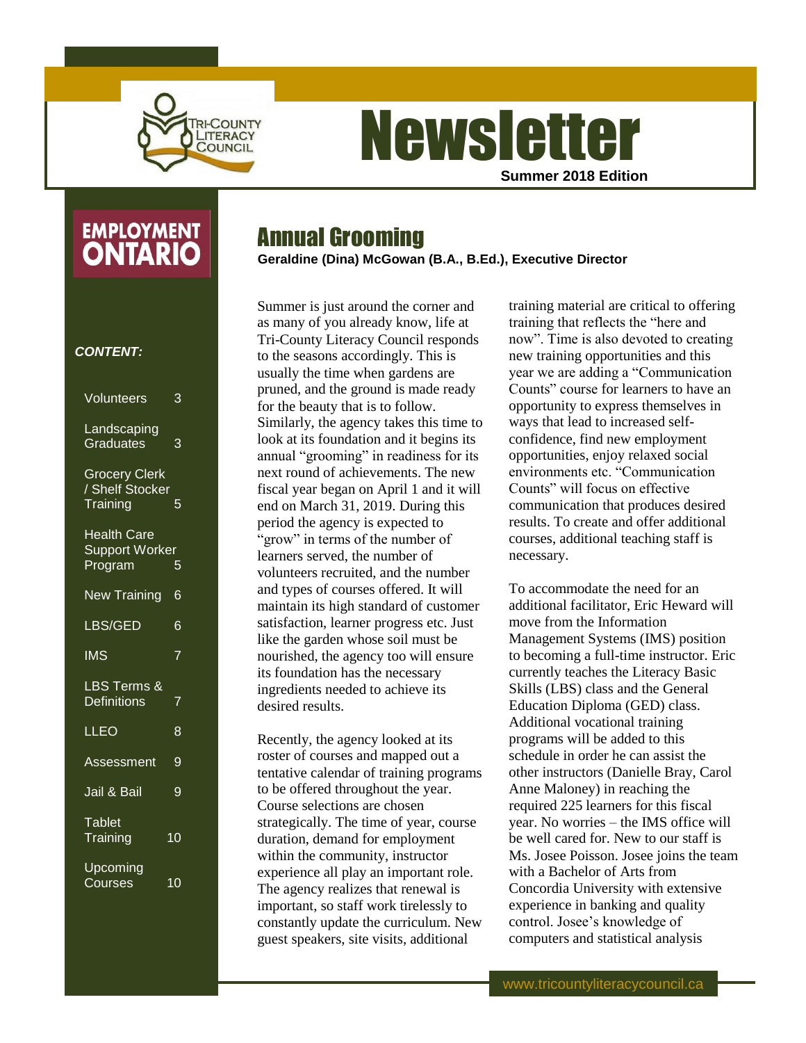# Newsletter

**Summer 2018 Edition**

EMPLOYMENT ONTARIO

***CONTENT:***

| | |
|---|---|
| Volunteers | 3 |
| Landscaping Graduates | 3 |
| Grocery Clerk / Shelf Stocker Training | 5 |
| Health Care Support Worker Program | 5 |
| New Training | 6 |
| LBS/GED | 6 |
| IMS | 7 |
| LBS Terms & Definitions | 7 |
| LLEO | 8 |
| Assessment | 9 |
| Jail & Bail | 9 |
| Tablet Training | 10 |
| Upcoming Courses | 10 |

## Annual Grooming

**Geraldine (Dina) McGowan (B.A., B.Ed.), Executive Director**

Summer is just around the corner and as many of you already know, life at Tri-County Literacy Council responds to the seasons accordingly. This is usually the time when gardens are pruned, and the ground is made ready for the beauty that is to follow. Similarly, the agency takes this time to look at its foundation and it begins its annual "grooming" in readiness for its next round of achievements. The new fiscal year began on April 1 and it will end on March 31, 2019. During this period the agency is expected to "grow" in terms of the number of learners served, the number of volunteers recruited, and the number and types of courses offered. It will maintain its high standard of customer satisfaction, learner progress etc. Just like the garden whose soil must be nourished, the agency too will ensure its foundation has the necessary ingredients needed to achieve its desired results.

Recently, the agency looked at its roster of courses and mapped out a tentative calendar of training programs to be offered throughout the year. Course selections are chosen strategically. The time of year, course duration, demand for employment within the community, instructor experience all play an important role. The agency realizes that renewal is important, so staff work tirelessly to constantly update the curriculum. New guest speakers, site visits, additional training material are critical to offering training that reflects the "here and now". Time is also devoted to creating new training opportunities and this year we are adding a "Communication Counts" course for learners to have an opportunity to express themselves in ways that lead to increased self-confidence, find new employment opportunities, enjoy relaxed social environments etc. "Communication Counts" will focus on effective communication that produces desired results. To create and offer additional courses, additional teaching staff is necessary.

To accommodate the need for an additional facilitator, Eric Heward will move from the Information Management Systems (IMS) position to becoming a full-time instructor. Eric currently teaches the Literacy Basic Skills (LBS) class and the General Education Diploma (GED) class. Additional vocational training programs will be added to this schedule in order he can assist the other instructors (Danielle Bray, Carol Anne Maloney) in reaching the required 225 learners for this fiscal year. No worries – the IMS office will be well cared for. New to our staff is Ms. Josee Poisson. Josee joins the team with a Bachelor of Arts from Concordia University with extensive experience in banking and quality control. Josee's knowledge of computers and statistical analysis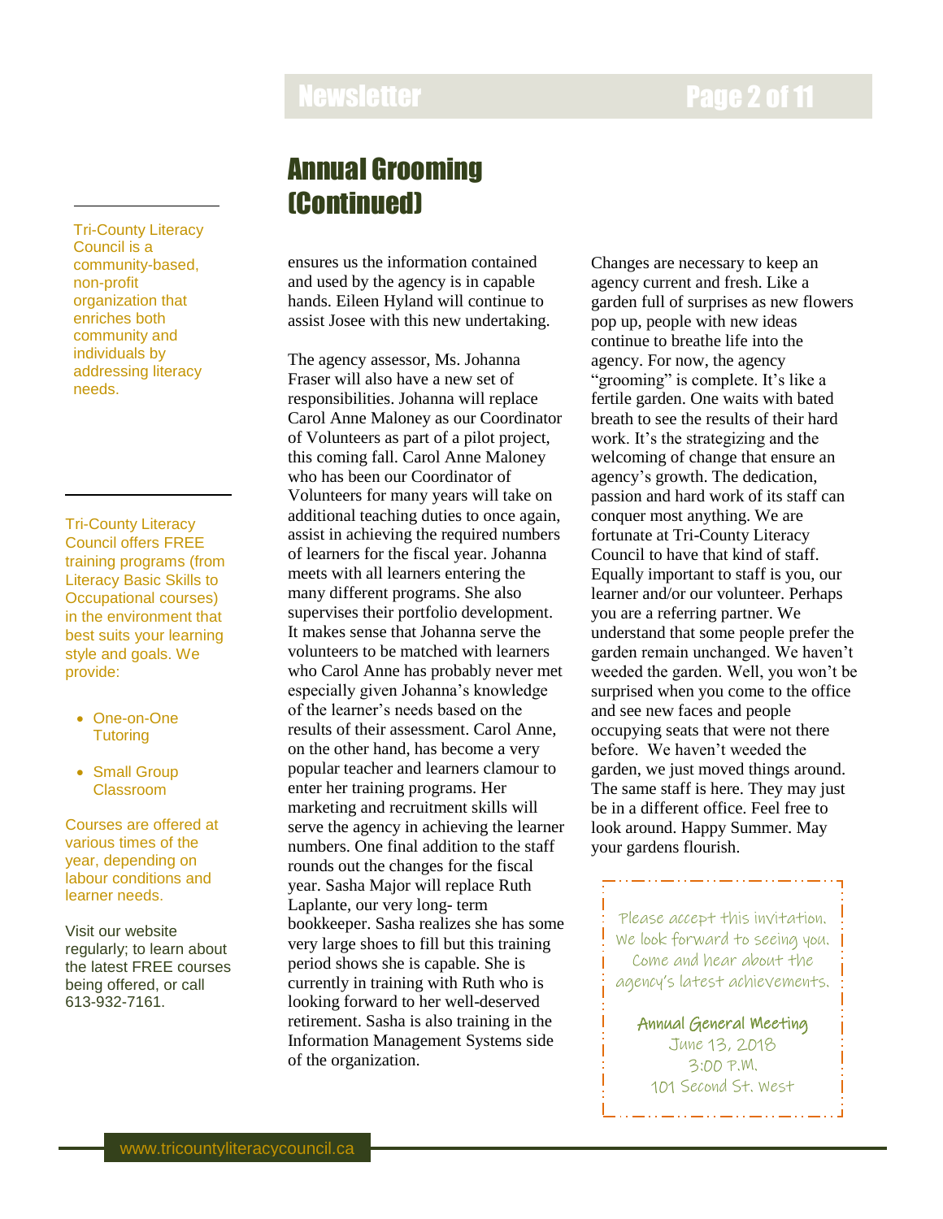## Annual Grooming (Continued)

ensures us the information contained and used by the agency is in capable hands. Eileen Hyland will continue to assist Josee with this new undertaking.

The agency assessor, Ms. Johanna Fraser will also have a new set of responsibilities. Johanna will replace Carol Anne Maloney as our Coordinator of Volunteers as part of a pilot project, this coming fall. Carol Anne Maloney who has been our Coordinator of Volunteers for many years will take on additional teaching duties to once again, assist in achieving the required numbers of learners for the fiscal year. Johanna meets with all learners entering the many different programs. She also supervises their portfolio development. It makes sense that Johanna serve the volunteers to be matched with learners who Carol Anne has probably never met especially given Johanna's knowledge of the learner's needs based on the results of their assessment. Carol Anne, on the other hand, has become a very popular teacher and learners clamour to enter her training programs. Her marketing and recruitment skills will serve the agency in achieving the learner numbers. One final addition to the staff rounds out the changes for the fiscal year. Sasha Major will replace Ruth Laplante, our very long- term bookkeeper. Sasha realizes she has some very large shoes to fill but this training period shows she is capable. She is currently in training with Ruth who is looking forward to her well-deserved retirement. Sasha is also training in the Information Management Systems side of the organization.

Changes are necessary to keep an agency current and fresh. Like a garden full of surprises as new flowers pop up, people with new ideas continue to breathe life into the agency. For now, the agency "grooming" is complete. It's like a fertile garden. One waits with bated breath to see the results of their hard work. It's the strategizing and the welcoming of change that ensure an agency's growth. The dedication, passion and hard work of its staff can conquer most anything. We are fortunate at Tri-County Literacy Council to have that kind of staff. Equally important to staff is you, our learner and/or our volunteer. Perhaps you are a referring partner. We understand that some people prefer the garden remain unchanged. We haven't weeded the garden. Well, you won't be surprised when you come to the office and see new faces and people occupying seats that were not there before. We haven't weeded the garden, we just moved things around. The same staff is here. They may just be in a different office. Feel free to look around. Happy Summer. May your gardens flourish.

Please accept this invitation. We look forward to seeing you. Come and hear about the agency's latest achievements.

**Annual General Meeting**
June 13, 2018
3:00 P.M.
101 Second St. West

---

Tri-County Literacy Council is a community-based, non-profit organization that enriches both community and individuals by addressing literacy needs.

Tri-County Literacy Council offers FREE training programs (from Literacy Basic Skills to Occupational courses) in the environment that best suits your learning style and goals. We provide:

- One-on-One Tutoring
- Small Group Classroom

Courses are offered at various times of the year, depending on labour conditions and learner needs.

Visit our website regularly; to learn about the latest FREE courses being offered, or call 613-932-7161.

www.tricountyliteracycouncil.ca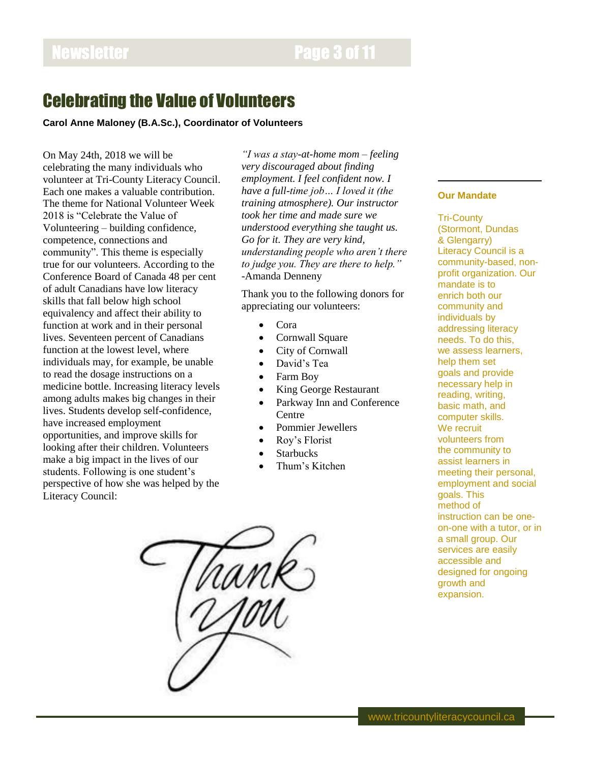# Celebrating the Value of Volunteers

**Carol Anne Maloney (B.A.Sc.), Coordinator of Volunteers**

On May 24th, 2018 we will be celebrating the many individuals who volunteer at Tri-County Literacy Council. Each one makes a valuable contribution. The theme for National Volunteer Week 2018 is "Celebrate the Value of Volunteering – building confidence, competence, connections and community". This theme is especially true for our volunteers. According to the Conference Board of Canada 48 per cent of adult Canadians have low literacy skills that fall below high school equivalency and affect their ability to function at work and in their personal lives. Seventeen percent of Canadians function at the lowest level, where individuals may, for example, be unable to read the dosage instructions on a medicine bottle. Increasing literacy levels among adults makes big changes in their lives. Students develop self-confidence, have increased employment opportunities, and improve skills for looking after their children. Volunteers make a big impact in the lives of our students. Following is one student's perspective of how she was helped by the Literacy Council:

*"I was a stay-at-home mom – feeling very discouraged about finding employment. I feel confident now. I have a full-time job… I loved it (the training atmosphere). Our instructor took her time and made sure we understood everything she taught us. Go for it. They are very kind, understanding people who aren't there to judge you. They are there to help."*
-Amanda Denneny

Thank you to the following donors for appreciating our volunteers:

- Cora
- Cornwall Square
- City of Cornwall
- David's Tea
- Farm Boy
- King George Restaurant
- Parkway Inn and Conference Centre
- Pommier Jewellers
- Roy's Florist
- Starbucks
- Thum's Kitchen

Thank you

**Our Mandate**

Tri-County (Stormont, Dundas & Glengarry) Literacy Council is a community-based, non-profit organization. Our mandate is to enrich both our community and individuals by addressing literacy needs. To do this, we assess learners, help them set goals and provide necessary help in reading, writing, basic math, and computer skills. We recruit volunteers from the community to assist learners in meeting their personal, employment and social goals. This method of instruction can be one-on-one with a tutor, or in a small group. Our services are easily accessible and designed for ongoing growth and expansion.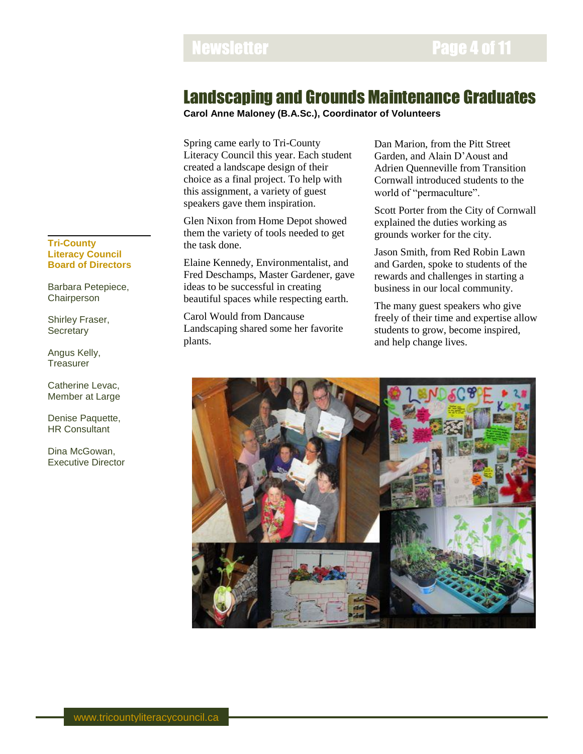## Landscaping and Grounds Maintenance Graduates

**Carol Anne Maloney (B.A.Sc.), Coordinator of Volunteers**

Spring came early to Tri-County Literacy Council this year. Each student created a landscape design of their choice as a final project. To help with this assignment, a variety of guest speakers gave them inspiration.

Glen Nixon from Home Depot showed them the variety of tools needed to get the task done.

Elaine Kennedy, Environmentalist, and Fred Deschamps, Master Gardener, gave ideas to be successful in creating beautiful spaces while respecting earth.

Carol Would from Dancause Landscaping shared some her favorite plants.

Dan Marion, from the Pitt Street Garden, and Alain D'Aoust and Adrien Quenneville from Transition Cornwall introduced students to the world of "permaculture".

Scott Porter from the City of Cornwall explained the duties working as grounds worker for the city.

Jason Smith, from Red Robin Lawn and Garden, spoke to students of the rewards and challenges in starting a business in our local community.

The many guest speakers who give freely of their time and expertise allow students to grow, become inspired, and help change lives.

**Tri-County Literacy Council Board of Directors**

Barbara Petepiece, Chairperson

Shirley Fraser, Secretary

Angus Kelly, Treasurer

Catherine Levac, Member at Large

Denise Paquette, HR Consultant

Dina McGowan, Executive Director

www.tricountyliteracycouncil.ca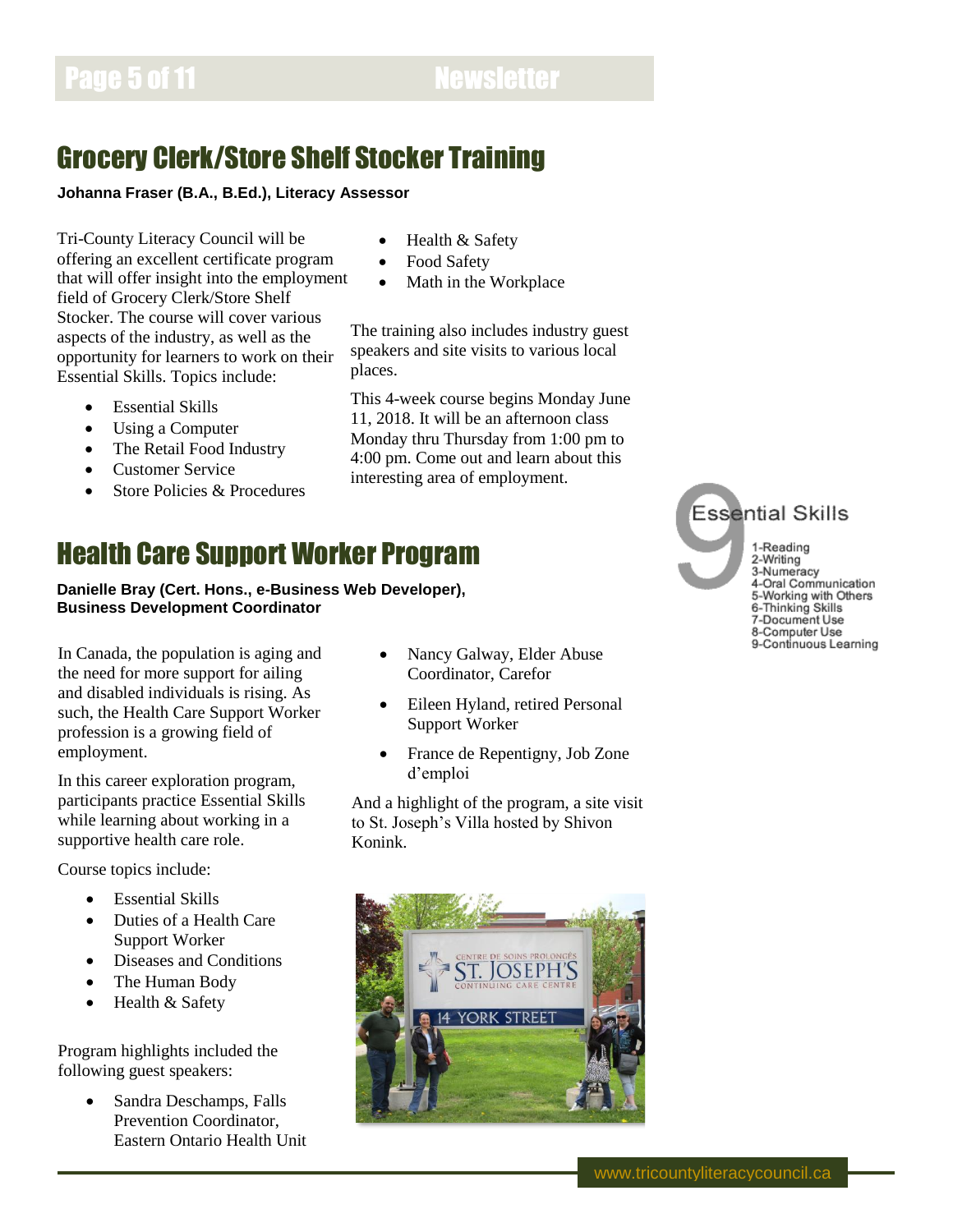## Grocery Clerk/Store Shelf Stocker Training

**Johanna Fraser (B.A., B.Ed.), Literacy Assessor**

Tri-County Literacy Council will be offering an excellent certificate program that will offer insight into the employment field of Grocery Clerk/Store Shelf Stocker. The course will cover various aspects of the industry, as well as the opportunity for learners to work on their Essential Skills. Topics include:

- Essential Skills
- Using a Computer
- The Retail Food Industry
- Customer Service
- Store Policies & Procedures
- Health & Safety
- Food Safety
- Math in the Workplace

The training also includes industry guest speakers and site visits to various local places.

This 4-week course begins Monday June 11, 2018. It will be an afternoon class Monday thru Thursday from 1:00 pm to 4:00 pm. Come out and learn about this interesting area of employment.

## Health Care Support Worker Program

**Danielle Bray (Cert. Hons., e-Business Web Developer), Business Development Coordinator**

In Canada, the population is aging and the need for more support for ailing and disabled individuals is rising. As such, the Health Care Support Worker profession is a growing field of employment.

In this career exploration program, participants practice Essential Skills while learning about working in a supportive health care role.

Course topics include:

- Essential Skills
- Duties of a Health Care Support Worker
- Diseases and Conditions
- The Human Body
- Health & Safety

Program highlights included the following guest speakers:

- Sandra Deschamps, Falls Prevention Coordinator, Eastern Ontario Health Unit
- Nancy Galway, Elder Abuse Coordinator, Carefor
- Eileen Hyland, retired Personal Support Worker
- France de Repentigny, Job Zone d'emploi

And a highlight of the program, a site visit to St. Joseph's Villa hosted by Shivon Konink.

9 Essential Skills

1-Reading
2-Writing
3-Numeracy
4-Oral Communication
5-Working with Others
6-Thinking Skills
7-Document Use
8-Computer Use
9-Continuous Learning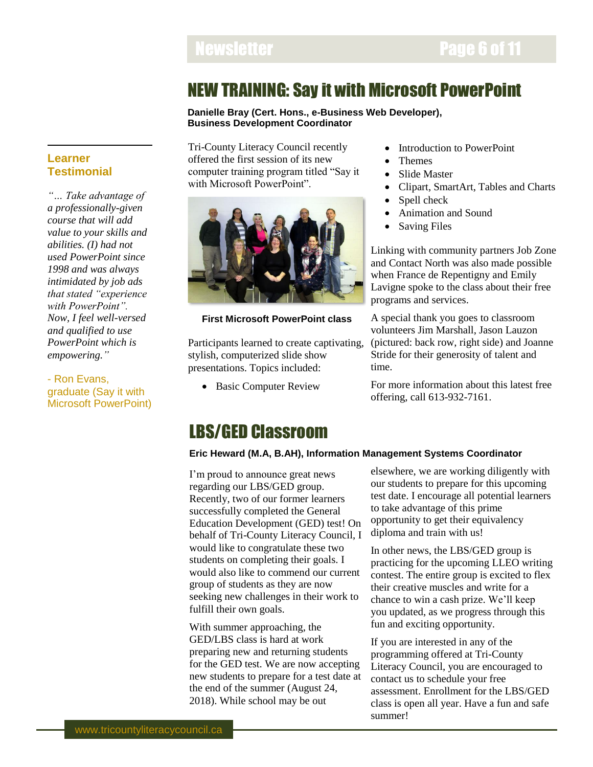## NEW TRAINING: Say it with Microsoft PowerPoint

**Danielle Bray (Cert. Hons., e-Business Web Developer), Business Development Coordinator**

Tri-County Literacy Council recently offered the first session of its new computer training program titled "Say it with Microsoft PowerPoint".

**First Microsoft PowerPoint class**

Participants learned to create captivating, stylish, computerized slide show presentations. Topics included:

- Basic Computer Review
- Introduction to PowerPoint
- Themes
- Slide Master
- Clipart, SmartArt, Tables and Charts
- Spell check
- Animation and Sound
- Saving Files

Linking with community partners Job Zone and Contact North was also made possible when France de Repentigny and Emily Lavigne spoke to the class about their free programs and services.

A special thank you goes to classroom volunteers Jim Marshall, Jason Lauzon (pictured: back row, right side) and Joanne Stride for their generosity of talent and time.

For more information about this latest free offering, call 613-932-7161.

### Learner Testimonial

*"… Take advantage of a professionally-given course that will add value to your skills and abilities. (I) had not used PowerPoint since 1998 and was always intimidated by job ads that stated "experience with PowerPoint". Now, I feel well-versed and qualified to use PowerPoint which is empowering."*

- Ron Evans, graduate (Say it with Microsoft PowerPoint)

## LBS/GED Classroom

**Eric Heward (M.A, B.AH), Information Management Systems Coordinator**

I'm proud to announce great news regarding our LBS/GED group. Recently, two of our former learners successfully completed the General Education Development (GED) test! On behalf of Tri-County Literacy Council, I would like to congratulate these two students on completing their goals. I would also like to commend our current group of students as they are now seeking new challenges in their work to fulfill their own goals.

With summer approaching, the GED/LBS class is hard at work preparing new and returning students for the GED test. We are now accepting new students to prepare for a test date at the end of the summer (August 24, 2018). While school may be out elsewhere, we are working diligently with our students to prepare for this upcoming test date. I encourage all potential learners to take advantage of this prime opportunity to get their equivalency diploma and train with us!

In other news, the LBS/GED group is practicing for the upcoming LLEO writing contest. The entire group is excited to flex their creative muscles and write for a chance to win a cash prize. We'll keep you updated, as we progress through this fun and exciting opportunity.

If you are interested in any of the programming offered at Tri-County Literacy Council, you are encouraged to contact us to schedule your free assessment. Enrollment for the LBS/GED class is open all year. Have a fun and safe summer!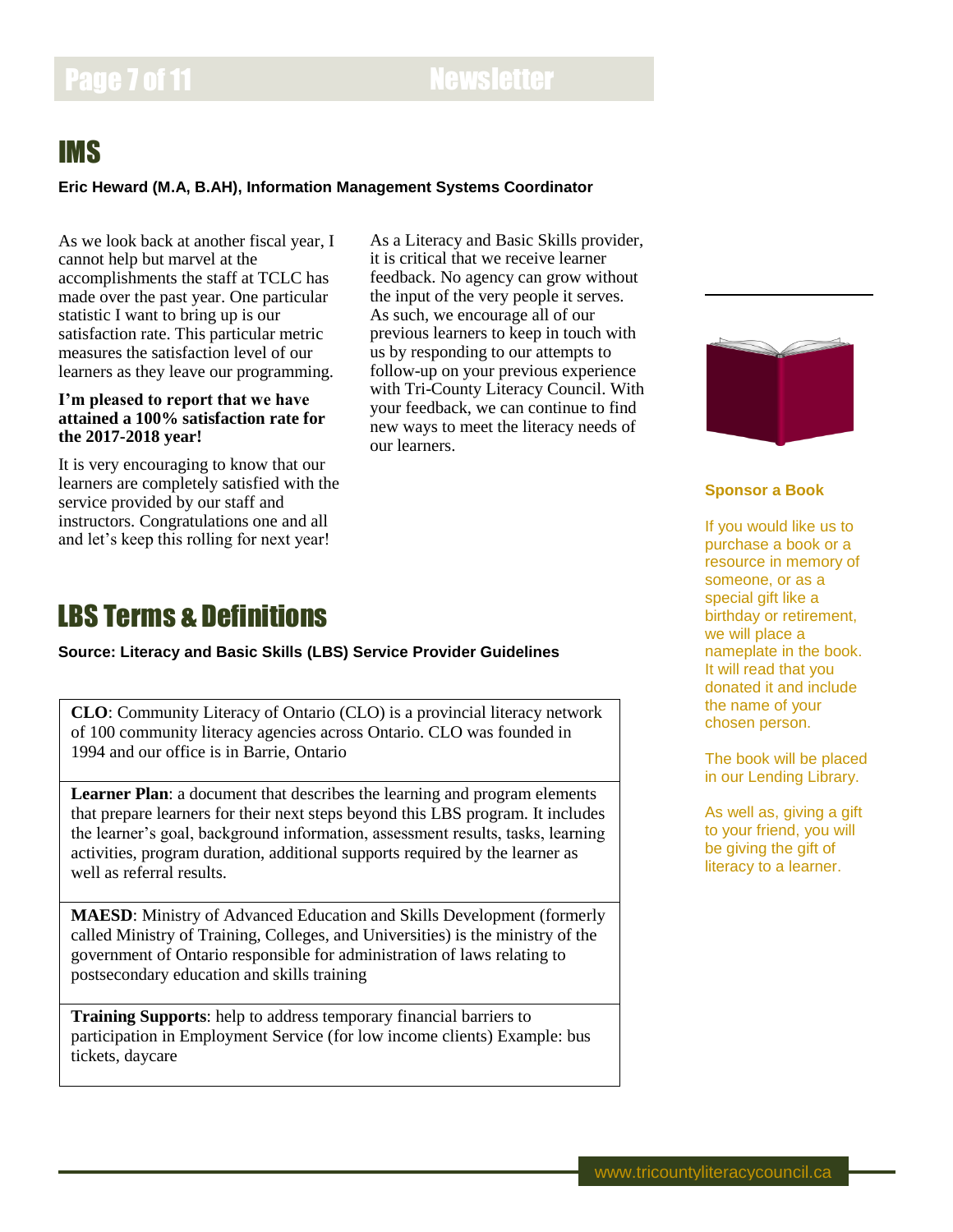## IMS

**Eric Heward (M.A, B.AH), Information Management Systems Coordinator**

As we look back at another fiscal year, I cannot help but marvel at the accomplishments the staff at TCLC has made over the past year. One particular statistic I want to bring up is our satisfaction rate. This particular metric measures the satisfaction level of our learners as they leave our programming.

**I'm pleased to report that we have attained a 100% satisfaction rate for the 2017-2018 year!**

It is very encouraging to know that our learners are completely satisfied with the service provided by our staff and instructors. Congratulations one and all and let's keep this rolling for next year!

As a Literacy and Basic Skills provider, it is critical that we receive learner feedback. No agency can grow without the input of the very people it serves. As such, we encourage all of our previous learners to keep in touch with us by responding to our attempts to follow-up on your previous experience with Tri-County Literacy Council. With your feedback, we can continue to find new ways to meet the literacy needs of our learners.

## LBS Terms & Definitions

**Source: Literacy and Basic Skills (LBS) Service Provider Guidelines**

**CLO**: Community Literacy of Ontario (CLO) is a provincial literacy network of 100 community literacy agencies across Ontario. CLO was founded in 1994 and our office is in Barrie, Ontario

**Learner Plan**: a document that describes the learning and program elements that prepare learners for their next steps beyond this LBS program. It includes the learner's goal, background information, assessment results, tasks, learning activities, program duration, additional supports required by the learner as well as referral results.

**MAESD**: Ministry of Advanced Education and Skills Development (formerly called Ministry of Training, Colleges, and Universities) is the ministry of the government of Ontario responsible for administration of laws relating to postsecondary education and skills training

**Training Supports**: help to address temporary financial barriers to participation in Employment Service (for low income clients) Example: bus tickets, daycare

### Sponsor a Book

If you would like us to purchase a book or a resource in memory of someone, or as a special gift like a birthday or retirement, we will place a nameplate in the book. It will read that you donated it and include the name of your chosen person.

The book will be placed in our Lending Library.

As well as, giving a gift to your friend, you will be giving the gift of literacy to a learner.

www.tricountyliteracycouncil.ca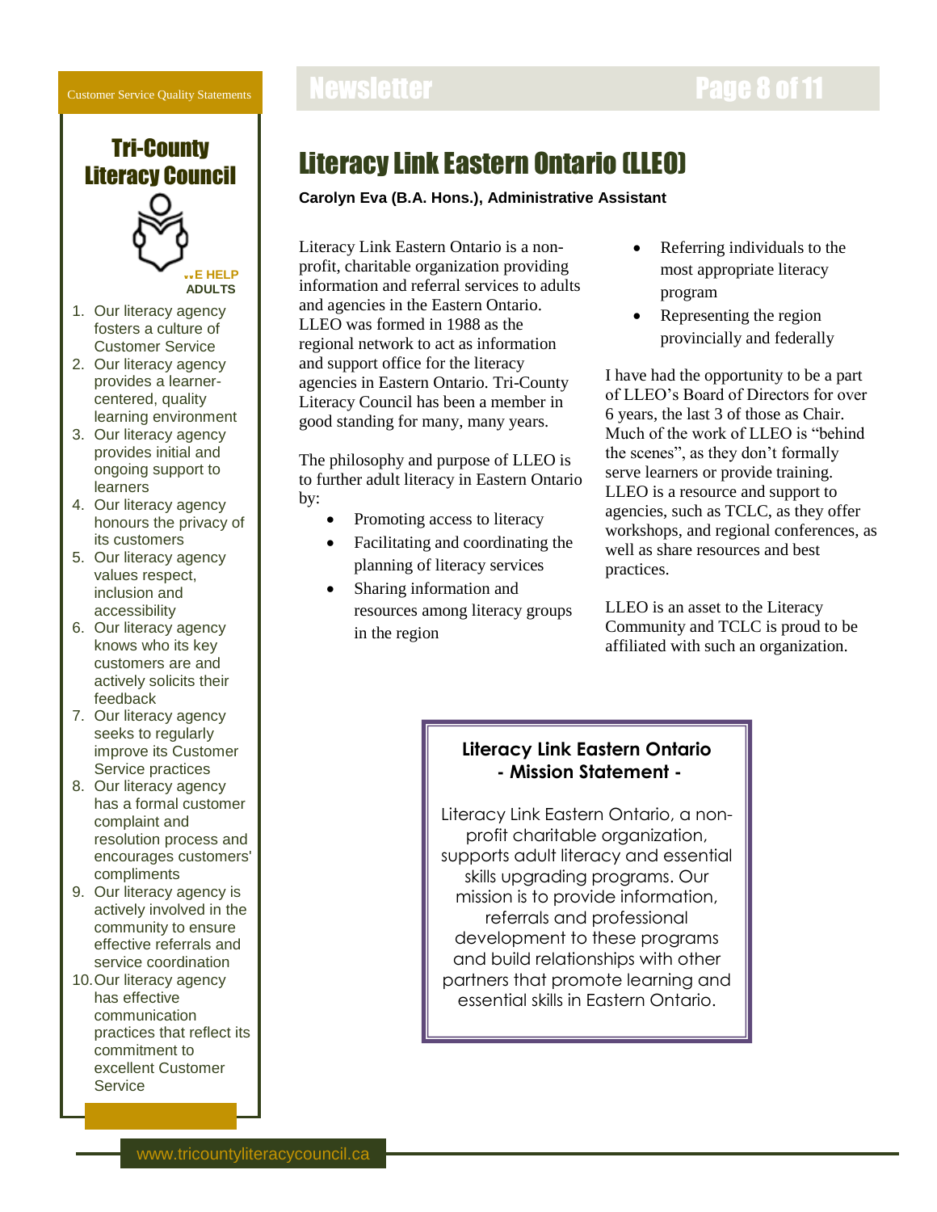## Customer Service Quality Statements

### Tri-County Literacy Council

WE HELP ADULTS

1. Our literacy agency fosters a culture of Customer Service
2. Our literacy agency provides a learner-centered, quality learning environment
3. Our literacy agency provides initial and ongoing support to learners
4. Our literacy agency honours the privacy of its customers
5. Our literacy agency values respect, inclusion and accessibility
6. Our literacy agency knows who its key customers are and actively solicits their feedback
7. Our literacy agency seeks to regularly improve its Customer Service practices
8. Our literacy agency has a formal customer complaint and resolution process and encourages customers' compliments
9. Our literacy agency is actively involved in the community to ensure effective referrals and service coordination
10. Our literacy agency has effective communication practices that reflect its commitment to excellent Customer Service

# Literacy Link Eastern Ontario (LLEO)

**Carolyn Eva (B.A. Hons.), Administrative Assistant**

Literacy Link Eastern Ontario is a non-profit, charitable organization providing information and referral services to adults and agencies in the Eastern Ontario. LLEO was formed in 1988 as the regional network to act as information and support office for the literacy agencies in Eastern Ontario. Tri-County Literacy Council has been a member in good standing for many, many years.

The philosophy and purpose of LLEO is to further adult literacy in Eastern Ontario by:

- Promoting access to literacy
- Facilitating and coordinating the planning of literacy services
- Sharing information and resources among literacy groups in the region
- Referring individuals to the most appropriate literacy program
- Representing the region provincially and federally

I have had the opportunity to be a part of LLEO's Board of Directors for over 6 years, the last 3 of those as Chair. Much of the work of LLEO is "behind the scenes", as they don't formally serve learners or provide training. LLEO is a resource and support to agencies, such as TCLC, as they offer workshops, and regional conferences, as well as share resources and best practices.

LLEO is an asset to the Literacy Community and TCLC is proud to be affiliated with such an organization.

**Literacy Link Eastern Ontario**
**- Mission Statement -**

Literacy Link Eastern Ontario, a non-profit charitable organization, supports adult literacy and essential skills upgrading programs. Our mission is to provide information, referrals and professional development to these programs and build relationships with other partners that promote learning and essential skills in Eastern Ontario.

www.tricountyliteracycouncil.ca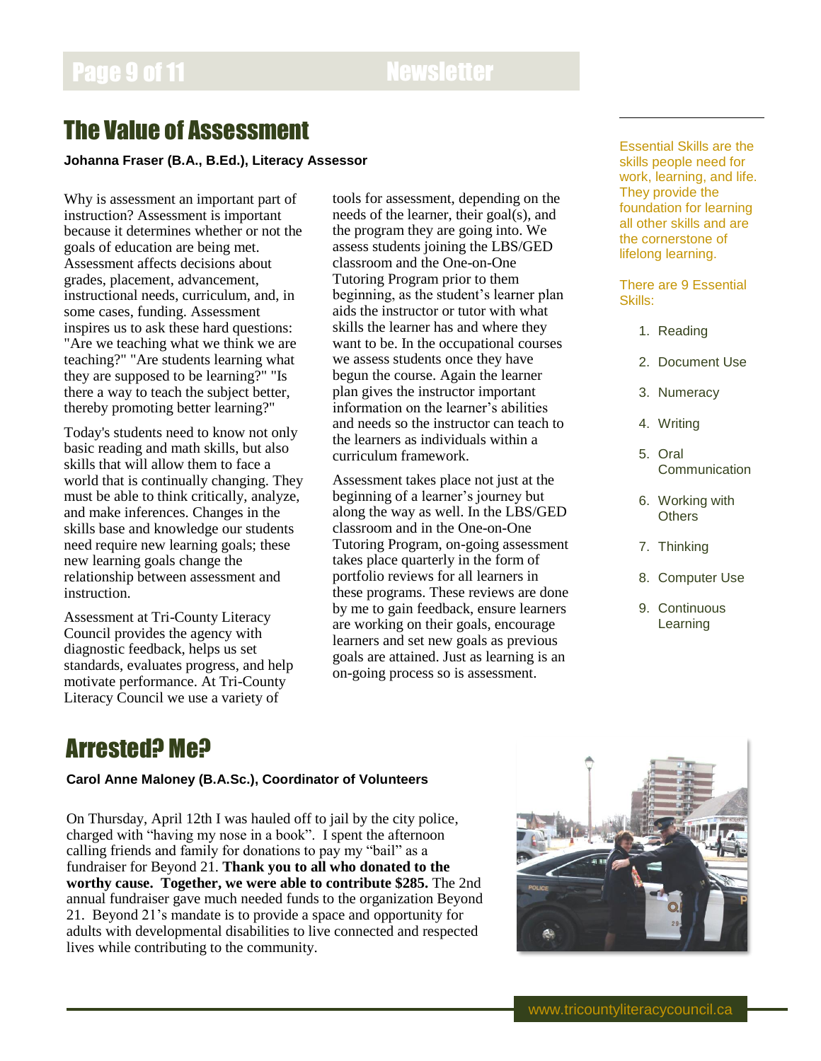## The Value of Assessment

**Johanna Fraser (B.A., B.Ed.), Literacy Assessor**

Why is assessment an important part of instruction? Assessment is important because it determines whether or not the goals of education are being met. Assessment affects decisions about grades, placement, advancement, instructional needs, curriculum, and, in some cases, funding. Assessment inspires us to ask these hard questions: "Are we teaching what we think we are teaching?" "Are students learning what they are supposed to be learning?" "Is there a way to teach the subject better, thereby promoting better learning?"

Today's students need to know not only basic reading and math skills, but also skills that will allow them to face a world that is continually changing. They must be able to think critically, analyze, and make inferences. Changes in the skills base and knowledge our students need require new learning goals; these new learning goals change the relationship between assessment and instruction.

Assessment at Tri-County Literacy Council provides the agency with diagnostic feedback, helps us set standards, evaluates progress, and help motivate performance. At Tri-County Literacy Council we use a variety of tools for assessment, depending on the needs of the learner, their goal(s), and the program they are going into. We assess students joining the LBS/GED classroom and the One-on-One Tutoring Program prior to them beginning, as the student's learner plan aids the instructor or tutor with what skills the learner has and where they want to be. In the occupational courses we assess students once they have begun the course. Again the learner plan gives the instructor important information on the learner's abilities and needs so the instructor can teach to the learners as individuals within a curriculum framework.

Assessment takes place not just at the beginning of a learner's journey but along the way as well. In the LBS/GED classroom and in the One-on-One Tutoring Program, on-going assessment takes place quarterly in the form of portfolio reviews for all learners in these programs. These reviews are done by me to gain feedback, ensure learners are working on their goals, encourage learners and set new goals as previous goals are attained. Just as learning is an on-going process so is assessment.

Essential Skills are the skills people need for work, learning, and life. They provide the foundation for learning all other skills and are the cornerstone of lifelong learning.

There are 9 Essential Skills:

1. Reading
2. Document Use
3. Numeracy
4. Writing
5. Oral Communication
6. Working with Others
7. Thinking
8. Computer Use
9. Continuous Learning

## Arrested? Me?

**Carol Anne Maloney (B.A.Sc.), Coordinator of Volunteers**

On Thursday, April 12th I was hauled off to jail by the city police, charged with "having my nose in a book". I spent the afternoon calling friends and family for donations to pay my "bail" as a fundraiser for Beyond 21. **Thank you to all who donated to the worthy cause. Together, we were able to contribute $285.** The 2nd annual fundraiser gave much needed funds to the organization Beyond 21. Beyond 21's mandate is to provide a space and opportunity for adults with developmental disabilities to live connected and respected lives while contributing to the community.

www.tricountyliteracycouncil.ca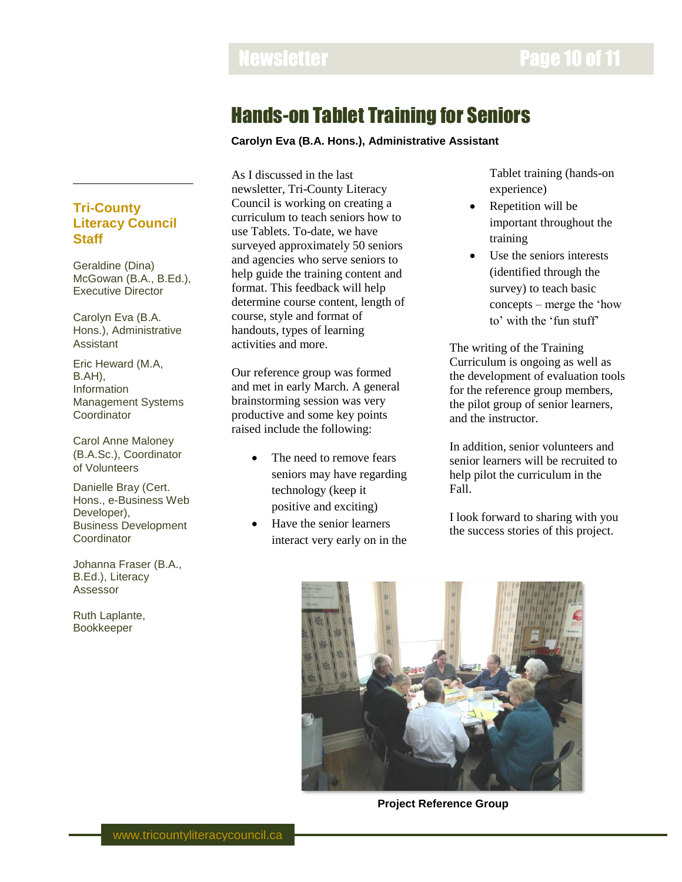# Hands-on Tablet Training for Seniors

**Carolyn Eva (B.A. Hons.), Administrative Assistant**

As I discussed in the last newsletter, Tri-County Literacy Council is working on creating a curriculum to teach seniors how to use Tablets. To-date, we have surveyed approximately 50 seniors and agencies who serve seniors to help guide the training content and format. This feedback will help determine course content, length of course, style and format of handouts, types of learning activities and more.

Our reference group was formed and met in early March. A general brainstorming session was very productive and some key points raised include the following:

- The need to remove fears seniors may have regarding technology (keep it positive and exciting)
- Have the senior learners interact very early on in the Tablet training (hands-on experience)
- Repetition will be important throughout the training
- Use the seniors interests (identified through the survey) to teach basic concepts – merge the 'how to' with the 'fun stuff'

The writing of the Training Curriculum is ongoing as well as the development of evaluation tools for the reference group members, the pilot group of senior learners, and the instructor.

In addition, senior volunteers and senior learners will be recruited to help pilot the curriculum in the Fall.

I look forward to sharing with you the success stories of this project.

**Project Reference Group**

## Tri-County Literacy Council Staff

Geraldine (Dina) McGowan (B.A., B.Ed.), Executive Director

Carolyn Eva (B.A. Hons.), Administrative Assistant

Eric Heward (M.A, B.AH), Information Management Systems Coordinator

Carol Anne Maloney (B.A.Sc.), Coordinator of Volunteers

Danielle Bray (Cert. Hons., e-Business Web Developer), Business Development Coordinator

Johanna Fraser (B.A., B.Ed.), Literacy Assessor

Ruth Laplante, Bookkeeper

www.tricountyliteracycouncil.ca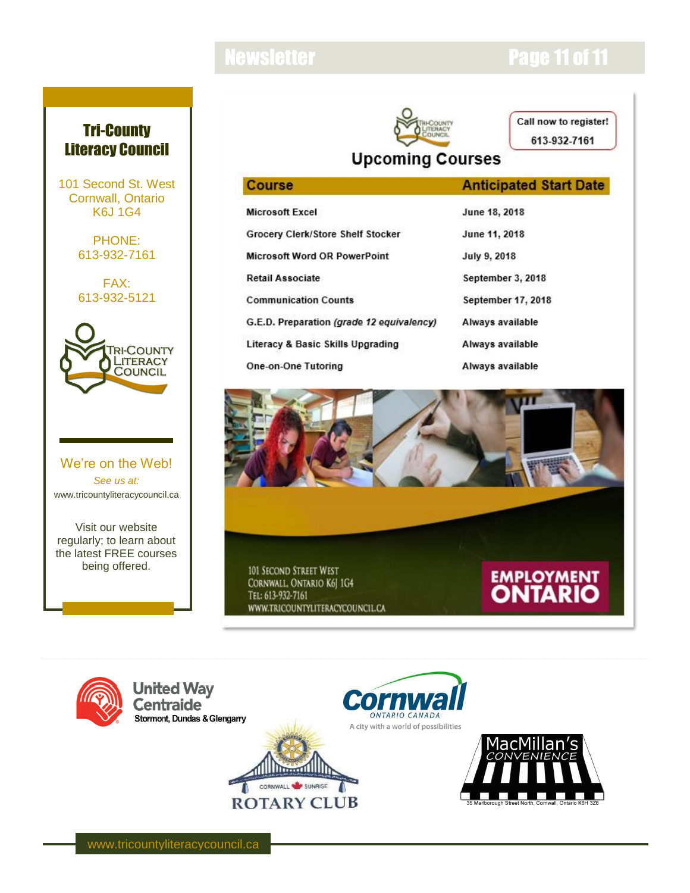## Tri-County Literacy Council

101 Second St. West
Cornwall, Ontario
K6J 1G4

PHONE:
613-932-7161

FAX:
613-932-5121

We're on the Web!

*See us at:*

www.tricountyliteracycouncil.ca

Visit our website regularly; to learn about the latest FREE courses being offered.

## Upcoming Courses

Call now to register!
613-932-7161

| Course | Anticipated Start Date |
|---|---|
| Microsoft Excel | June 18, 2018 |
| Grocery Clerk/Store Shelf Stocker | June 11, 2018 |
| Microsoft Word OR PowerPoint | July 9, 2018 |
| Retail Associate | September 3, 2018 |
| Communication Counts | September 17, 2018 |
| G.E.D. Preparation *(grade 12 equivalency)* | Always available |
| Literacy & Basic Skills Upgrading | Always available |
| One-on-One Tutoring | Always available |

101 Second Street West
Cornwall, Ontario K6J 1G4
Tel: 613-932-7161
www.tricountyliteracycouncil.ca

EMPLOYMENT ONTARIO

United Way Centraide Stormont, Dundas & Glengarry

Cornwall Ontario Canada — A city with a world of possibilities

Cornwall Sunrise Rotary Club

MacMillan's Convenience — 35 Marlborough Street North, Cornwall, Ontario K6H 3Z6

www.tricountyliteracycouncil.ca